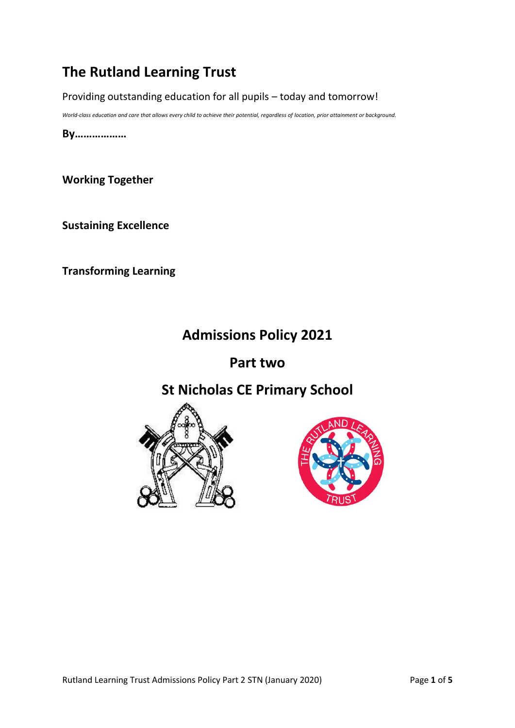# The Rutland Learning Trust

Providing outstanding education for all pupils – today and tomorrow!

*World-class education and care that allows every child to achieve their potential, regardless of location, prior attainment or background.*

**By………………**

**Working Together**

**Sustaining Excellence**

**Transforming Learning**

## Admissions Policy 2021

## Part two

## St Nicholas CE Primary School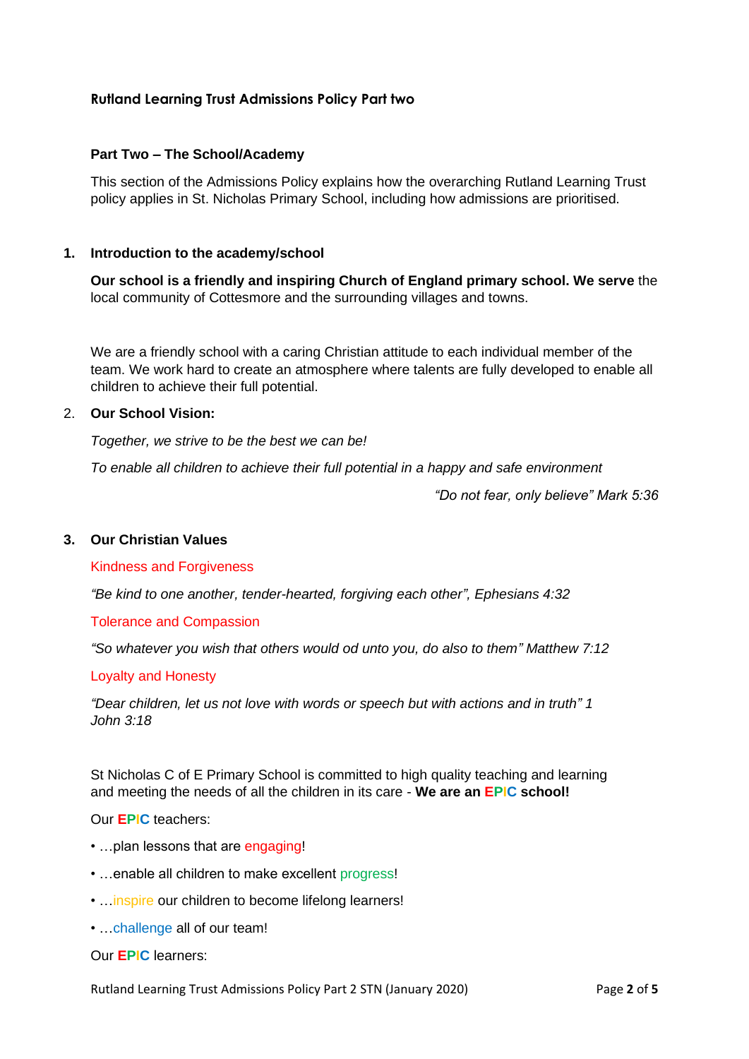**Rutland Learning Trust Admissions Policy Part two**

**Part Two – The School/Academy**

This section of the Admissions Policy explains how the overarching Rutland Learning Trust policy applies in St. Nicholas Primary School, including how admissions are prioritised.

## 1. Introduction to the academy/school

**Our school is a friendly and inspiring Church of England primary school. We serve** the local community of Cottesmore and the surrounding villages and towns.

We are a friendly school with a caring Christian attitude to each individual member of the team. We work hard to create an atmosphere where talents are fully developed to enable all children to achieve their full potential.

## 2. Our School Vision:

*Together, we strive to be the best we can be!*

*To enable all children to achieve their full potential in a happy and safe environment*

*"Do not fear, only believe" Mark 5:36*

## 3. Our Christian Values

Kindness and Forgiveness

*"Be kind to one another, tender-hearted, forgiving each other", Ephesians 4:32*

Tolerance and Compassion

*"So whatever you wish that others would od unto you, do also to them" Matthew 7:12*

Loyalty and Honesty

*"Dear children, let us not love with words or speech but with actions and in truth" 1 John 3:18*

St Nicholas C of E Primary School is committed to high quality teaching and learning and meeting the needs of all the children in its care - **We are an EPIC school!**

Our **EPIC** teachers:

- …plan lessons that are engaging!
- …enable all children to make excellent progress!
- …inspire our children to become lifelong learners!
- …challenge all of our team!

Our **EPIC** learners: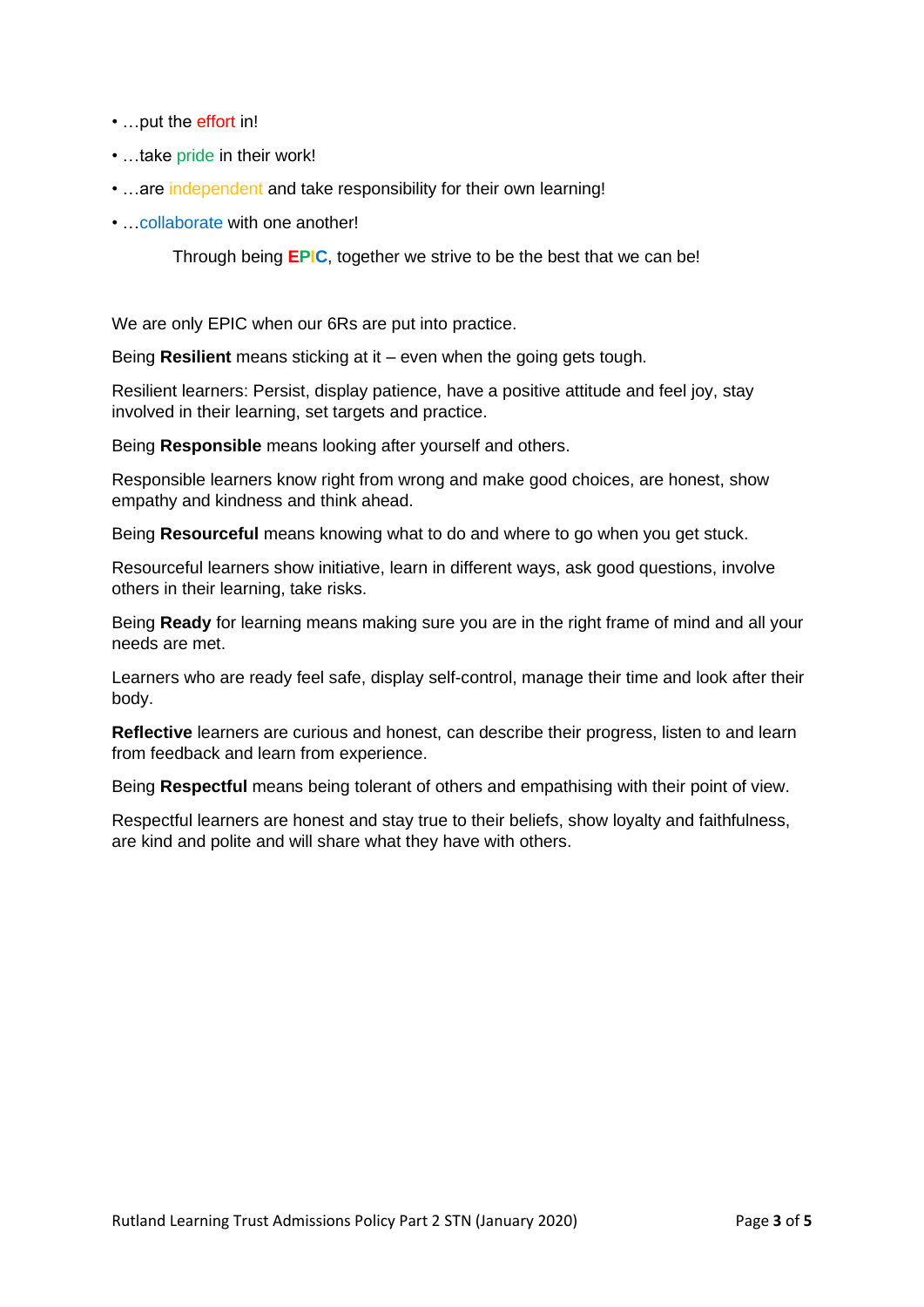- …put the effort in!
- …take pride in their work!
- …are independent and take responsibility for their own learning!
- …collaborate with one another!

Through being **EPIC**, together we strive to be the best that we can be!

We are only EPIC when our 6Rs are put into practice.

Being **Resilient** means sticking at it – even when the going gets tough.

Resilient learners: Persist, display patience, have a positive attitude and feel joy, stay involved in their learning, set targets and practice.

Being **Responsible** means looking after yourself and others.

Responsible learners know right from wrong and make good choices, are honest, show empathy and kindness and think ahead.

Being **Resourceful** means knowing what to do and where to go when you get stuck.

Resourceful learners show initiative, learn in different ways, ask good questions, involve others in their learning, take risks.

Being **Ready** for learning means making sure you are in the right frame of mind and all your needs are met.

Learners who are ready feel safe, display self-control, manage their time and look after their body.

**Reflective** learners are curious and honest, can describe their progress, listen to and learn from feedback and learn from experience.

Being **Respectful** means being tolerant of others and empathising with their point of view.

Respectful learners are honest and stay true to their beliefs, show loyalty and faithfulness, are kind and polite and will share what they have with others.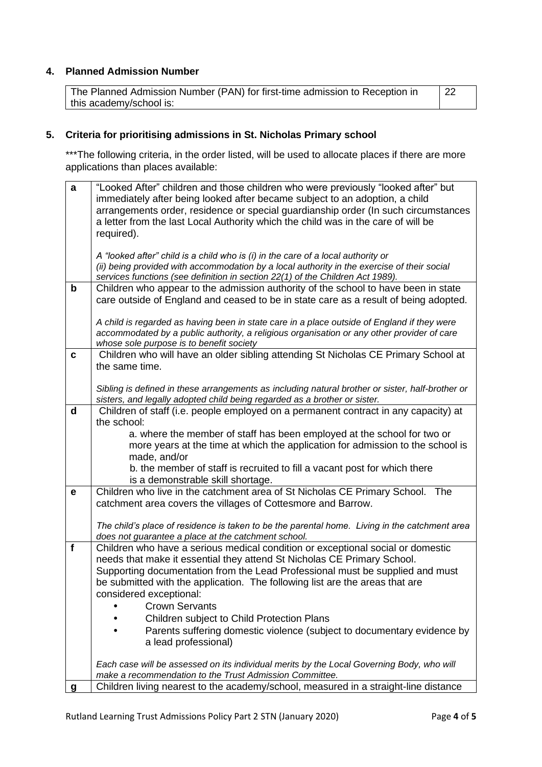## 4. Planned Admission Number

| The Planned Admission Number (PAN) for first-time admission to Reception in this academy/school is: | 22 |
|---|---|

## 5. Criteria for prioritising admissions in St. Nicholas Primary school

***The following criteria, in the order listed, will be used to allocate places if there are more applications than places available:

| | |
|---|---|
| **a** | "Looked After" children and those children who were previously "looked after" but immediately after being looked after became subject to an adoption, a child arrangements order, residence or special guardianship order (In such circumstances a letter from the last Local Authority which the child was in the care of will be required).<br><br>*A "looked after" child is a child who is (i) in the care of a local authority or (ii) being provided with accommodation by a local authority in the exercise of their social services functions (see definition in section 22(1) of the Children Act 1989).* |
| **b** | Children who appear to the admission authority of the school to have been in state care outside of England and ceased to be in state care as a result of being adopted.<br><br>*A child is regarded as having been in state care in a place outside of England if they were accommodated by a public authority, a religious organisation or any other provider of care whose sole purpose is to benefit society* |
| **c** | Children who will have an older sibling attending St Nicholas CE Primary School at the same time.<br><br>*Sibling is defined in these arrangements as including natural brother or sister, half-brother or sisters, and legally adopted child being regarded as a brother or sister.* |
| **d** | Children of staff (i.e. people employed on a permanent contract in any capacity) at the school:<br>a. where the member of staff has been employed at the school for two or more years at the time at which the application for admission to the school is made, and/or<br>b. the member of staff is recruited to fill a vacant post for which there is a demonstrable skill shortage. |
| **e** | Children who live in the catchment area of St Nicholas CE Primary School. The catchment area covers the villages of Cottesmore and Barrow.<br><br>*The child's place of residence is taken to be the parental home. Living in the catchment area does not guarantee a place at the catchment school.* |
| **f** | Children who have a serious medical condition or exceptional social or domestic needs that make it essential they attend St Nicholas CE Primary School. Supporting documentation from the Lead Professional must be supplied and must be submitted with the application. The following list are the areas that are considered exceptional:<br>• Crown Servants<br>• Children subject to Child Protection Plans<br>• Parents suffering domestic violence (subject to documentary evidence by a lead professional)<br><br>*Each case will be assessed on its individual merits by the Local Governing Body, who will make a recommendation to the Trust Admission Committee.* |
| **g** | Children living nearest to the academy/school, measured in a straight-line distance |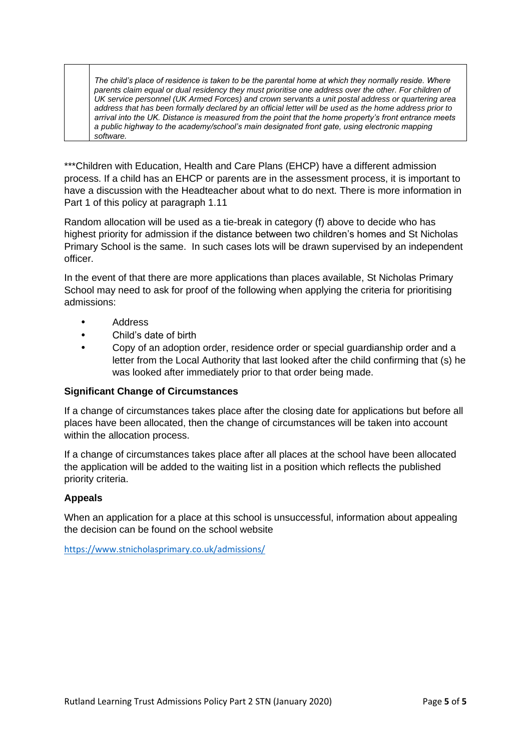| | |
|---|---|
| | *The child's place of residence is taken to be the parental home at which they normally reside. Where parents claim equal or dual residency they must prioritise one address over the other. For children of UK service personnel (UK Armed Forces) and crown servants a unit postal address or quartering area address that has been formally declared by an official letter will be used as the home address prior to arrival into the UK. Distance is measured from the point that the home property's front entrance meets a public highway to the academy/school's main designated front gate, using electronic mapping software.* |

***Children with Education, Health and Care Plans (EHCP) have a different admission process. If a child has an EHCP or parents are in the assessment process, it is important to have a discussion with the Headteacher about what to do next. There is more information in Part 1 of this policy at paragraph 1.11

Random allocation will be used as a tie-break in category (f) above to decide who has highest priority for admission if the distance between two children's homes and St Nicholas Primary School is the same. In such cases lots will be drawn supervised by an independent officer.

In the event of that there are more applications than places available, St Nicholas Primary School may need to ask for proof of the following when applying the criteria for prioritising admissions:

- Address
- Child's date of birth
- Copy of an adoption order, residence order or special guardianship order and a letter from the Local Authority that last looked after the child confirming that (s) he was looked after immediately prior to that order being made.

**Significant Change of Circumstances**

If a change of circumstances takes place after the closing date for applications but before all places have been allocated, then the change of circumstances will be taken into account within the allocation process.

If a change of circumstances takes place after all places at the school have been allocated the application will be added to the waiting list in a position which reflects the published priority criteria.

**Appeals**

When an application for a place at this school is unsuccessful, information about appealing the decision can be found on the school website

https://www.stnicholasprimary.co.uk/admissions/